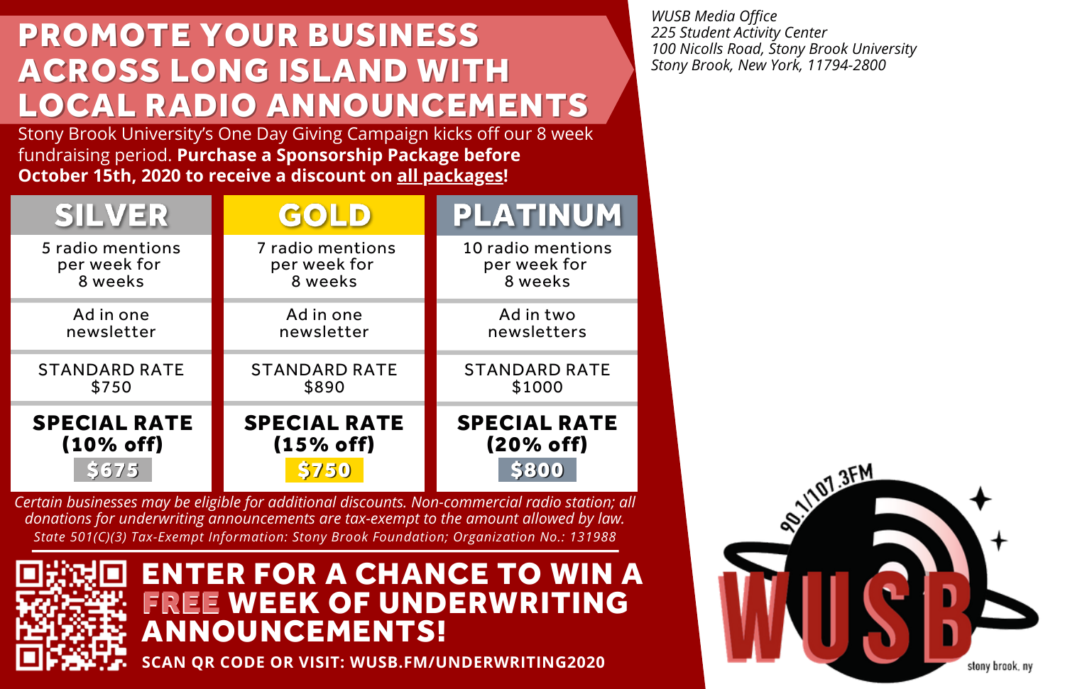# PROMOTE YOUR BUSINESS ACROSS LONG ISLAND WITH LOCAL RADIO ANNOUNCEMENTS

*WUSB Media Office*
*225 Student Activity Center*
*100 Nicolls Road, Stony Brook University*
*Stony Brook, New York, 11794-2800*

Stony Brook University's One Day Giving Campaign kicks off our 8 week fundraising period. **Purchase a Sponsorship Package before October 15th, 2020 to receive a discount on all packages!**

| SILVER | GOLD | PLATINUM |
|---|---|---|
| 5 radio mentions per week for 8 weeks | 7 radio mentions per week for 8 weeks | 10 radio mentions per week for 8 weeks |
| Ad in one newsletter | Ad in one newsletter | Ad in two newsletters |
| STANDARD RATE $750 | STANDARD RATE $890 | STANDARD RATE $1000 |
| **SPECIAL RATE (10% off) $675** | **SPECIAL RATE (15% off) $750** | **SPECIAL RATE (20% off) $800** |

*Certain businesses may be eligible for additional discounts. Non-commercial radio station; all donations for underwriting announcements are tax-exempt to the amount allowed by law.*
*State 501(C)(3) Tax-Exempt Information: Stony Brook Foundation; Organization No.: 131988*

## ENTER FOR A CHANCE TO WIN A FREE WEEK OF UNDERWRITING ANNOUNCEMENTS!

**SCAN QR CODE OR VISIT: WUSB.FM/UNDERWRITING2020**

90.1/107.3FM
WUSB
stony brook, ny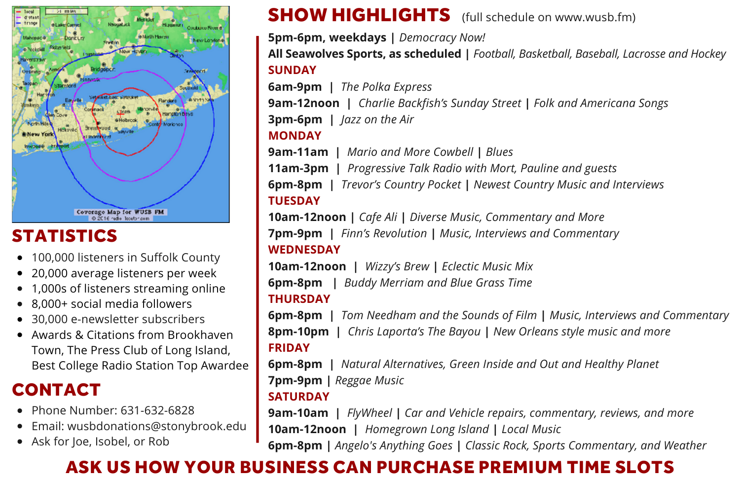## STATISTICS

- 100,000 listeners in Suffolk County
- 20,000 average listeners per week
- 1,000s of listeners streaming online
- 8,000+ social media followers
- 30,000 e-newsletter subscribers
- Awards & Citations from Brookhaven Town, The Press Club of Long Island, Best College Radio Station Top Awardee

## CONTACT

- Phone Number: 631-632-6828
- Email: wusbdonations@stonybrook.edu
- Ask for Joe, Isobel, or Rob

## SHOW HIGHLIGHTS (full schedule on www.wusb.fm)

**5pm-6pm, weekdays** | *Democracy Now!*

**All Seawolves Sports, as scheduled** | *Football, Basketball, Baseball, Lacrosse and Hockey*

### SUNDAY

**6am-9pm** | *The Polka Express*

**9am-12noon** | *Charlie Backfish's Sunday Street* | *Folk and Americana Songs*

**3pm-6pm** | *Jazz on the Air*

### MONDAY

**9am-11am** | *Mario and More Cowbell* | *Blues*

**11am-3pm** | *Progressive Talk Radio with Mort, Pauline and guests*

**6pm-8pm** | *Trevor's Country Pocket* | *Newest Country Music and Interviews*

### TUESDAY

**10am-12noon** | *Cafe Ali* | *Diverse Music, Commentary and More*

**7pm-9pm** | *Finn's Revolution* | *Music, Interviews and Commentary*

### WEDNESDAY

**10am-12noon** | *Wizzy's Brew* | *Eclectic Music Mix*

**6pm-8pm** | *Buddy Merriam and Blue Grass Time*

### THURSDAY

**6pm-8pm** | *Tom Needham and the Sounds of Film* | *Music, Interviews and Commentary*

**8pm-10pm** | *Chris Laporta's The Bayou* | *New Orleans style music and more*

### FRIDAY

**6pm-8pm** | *Natural Alternatives, Green Inside and Out and Healthy Planet*

**7pm-9pm** | *Reggae Music*

### SATURDAY

**9am-10am** | *FlyWheel* | *Car and Vehicle repairs, commentary, reviews, and more*

**10am-12noon** | *Homegrown Long Island* | *Local Music*

**6pm-8pm** | *Angelo's Anything Goes* | *Classic Rock, Sports Commentary, and Weather*

## ASK US HOW YOUR BUSINESS CAN PURCHASE PREMIUM TIME SLOTS